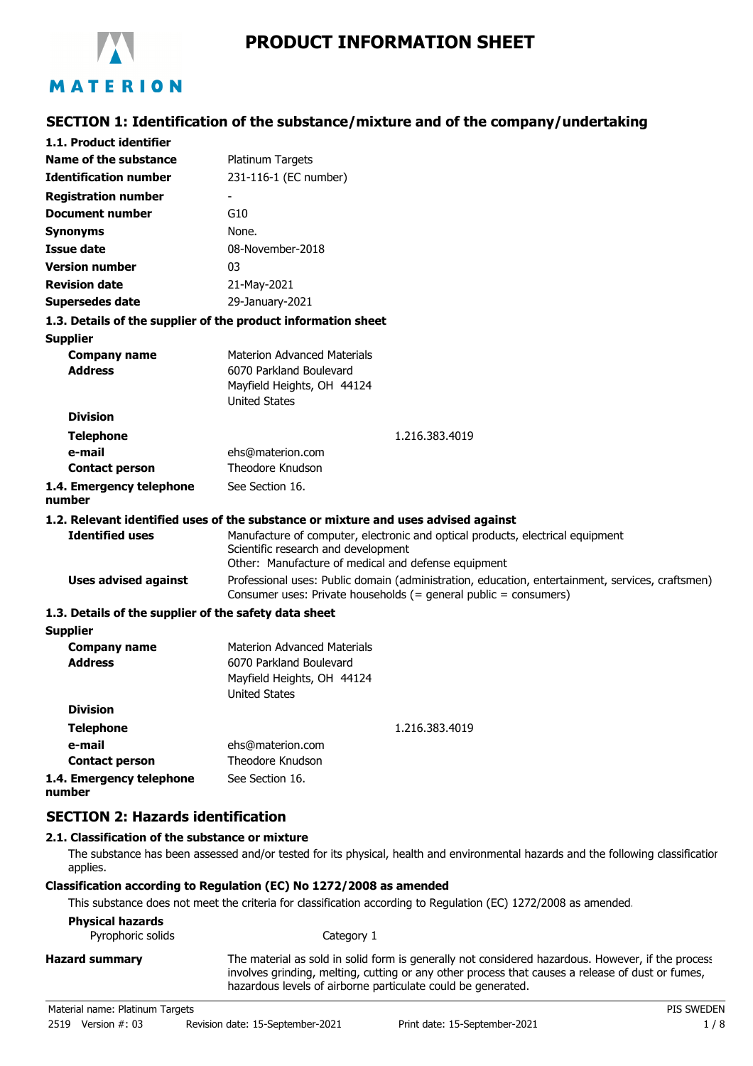# PRODUCT INFORMATION SHEET

## SECTION 1: Identification of the substance/mixture and of the company/undertaking

### 1.1. Product identifier

| | |
|---|---|
| **Name of the substance** | Platinum Targets |
| **Identification number** | 231-116-1 (EC number) |
| **Registration number** | - |
| **Document number** | G10 |
| **Synonyms** | None. |
| **Issue date** | 08-November-2018 |
| **Version number** | 03 |
| **Revision date** | 21-May-2021 |
| **Supersedes date** | 29-January-2021 |

### 1.3. Details of the supplier of the product information sheet

**Supplier**

| | |
|---|---|
| **Company name** | Materion Advanced Materials |
| **Address** | 6070 Parkland Boulevard<br>Mayfield Heights, OH 44124<br>United States |
| **Division** | |
| **Telephone** | 1.216.383.4019 |
| **e-mail** | ehs@materion.com |
| **Contact person** | Theodore Knudson |
| **1.4. Emergency telephone number** | See Section 16. |

### 1.2. Relevant identified uses of the substance or mixture and uses advised against

| | |
|---|---|
| **Identified uses** | Manufacture of computer, electronic and optical products, electrical equipment<br>Scientific research and development<br>Other: Manufacture of medical and defense equipment |
| **Uses advised against** | Professional uses: Public domain (administration, education, entertainment, services, craftsmen)<br>Consumer uses: Private households (= general public = consumers) |

### 1.3. Details of the supplier of the safety data sheet

**Supplier**

| | |
|---|---|
| **Company name** | Materion Advanced Materials |
| **Address** | 6070 Parkland Boulevard<br>Mayfield Heights, OH 44124<br>United States |
| **Division** | |
| **Telephone** | 1.216.383.4019 |
| **e-mail** | ehs@materion.com |
| **Contact person** | Theodore Knudson |
| **1.4. Emergency telephone number** | See Section 16. |

## SECTION 2: Hazards identification

### 2.1. Classification of the substance or mixture

The substance has been assessed and/or tested for its physical, health and environmental hazards and the following classification applies.

**Classification according to Regulation (EC) No 1272/2008 as amended**

This substance does not meet the criteria for classification according to Regulation (EC) 1272/2008 as amended.

**Physical hazards**

| | |
|---|---|
| Pyrophoric solids | Category 1 |

**Hazard summary** The material as sold in solid form is generally not considered hazardous. However, if the process involves grinding, melting, cutting or any other process that causes a release of dust or fumes, hazardous levels of airborne particulate could be generated.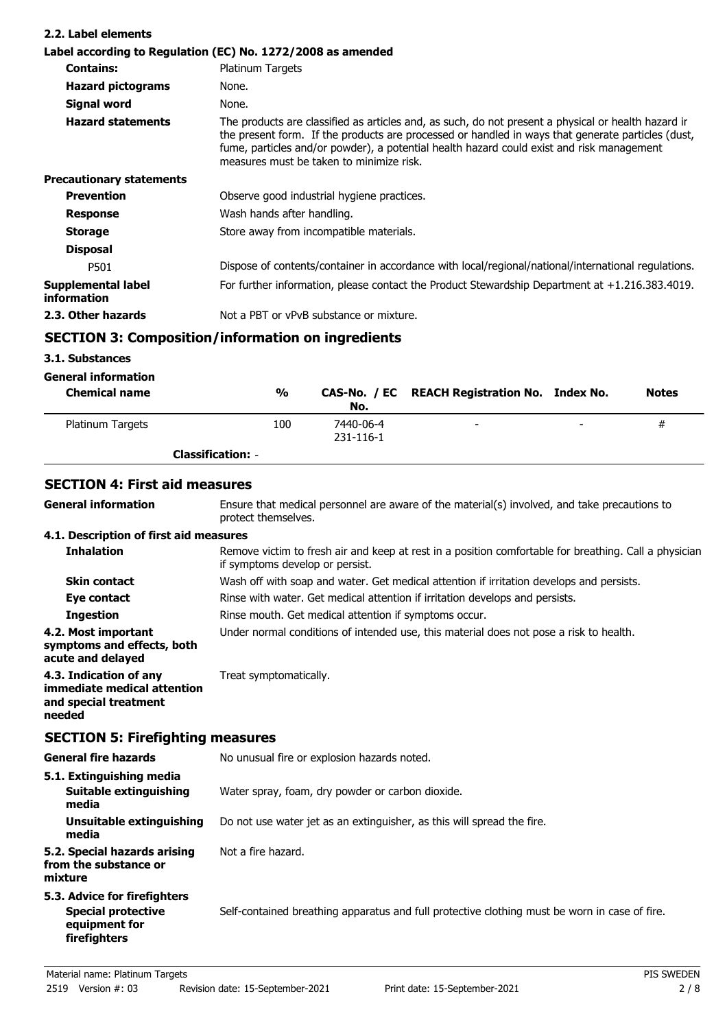### 2.2. Label elements

**Label according to Regulation (EC) No. 1272/2008 as amended**

| | |
|---|---|
| **Contains:** | Platinum Targets |
| **Hazard pictograms** | None. |
| **Signal word** | None. |
| **Hazard statements** | The products are classified as articles and, as such, do not present a physical or health hazard ir the present form. If the products are processed or handled in ways that generate particles (dust, fume, particles and/or powder), a potential health hazard could exist and risk management measures must be taken to minimize risk. |

**Precautionary statements**

| | |
|---|---|
| **Prevention** | Observe good industrial hygiene practices. |
| **Response** | Wash hands after handling. |
| **Storage** | Store away from incompatible materials. |
| **Disposal** | |
| P501 | Dispose of contents/container in accordance with local/regional/national/international regulations. |
| **Supplemental label information** | For further information, please contact the Product Stewardship Department at +1.216.383.4019. |

**2.3. Other hazards** Not a PBT or vPvB substance or mixture.

## SECTION 3: Composition/information on ingredients

### 3.1. Substances

**General information**

| Chemical name | % | CAS-No. / EC No. | REACH Registration No. | Index No. | Notes |
|---|---|---|---|---|---|
| Platinum Targets | 100 | 7440-06-4 231-116-1 | - | - | # |
| **Classification:** - | | | | | |

## SECTION 4: First aid measures

**General information** Ensure that medical personnel are aware of the material(s) involved, and take precautions to protect themselves.

### 4.1. Description of first aid measures

| | |
|---|---|
| **Inhalation** | Remove victim to fresh air and keep at rest in a position comfortable for breathing. Call a physician if symptoms develop or persist. |
| **Skin contact** | Wash off with soap and water. Get medical attention if irritation develops and persists. |
| **Eye contact** | Rinse with water. Get medical attention if irritation develops and persists. |
| **Ingestion** | Rinse mouth. Get medical attention if symptoms occur. |
| **4.2. Most important symptoms and effects, both acute and delayed** | Under normal conditions of intended use, this material does not pose a risk to health. |
| **4.3. Indication of any immediate medical attention and special treatment needed** | Treat symptomatically. |

## SECTION 5: Firefighting measures

| | |
|---|---|
| **General fire hazards** | No unusual fire or explosion hazards noted. |
| **5.1. Extinguishing media** | |
| **Suitable extinguishing media** | Water spray, foam, dry powder or carbon dioxide. |
| **Unsuitable extinguishing media** | Do not use water jet as an extinguisher, as this will spread the fire. |
| **5.2. Special hazards arising from the substance or mixture** | Not a fire hazard. |
| **5.3. Advice for firefighters** | |
| **Special protective equipment for firefighters** | Self-contained breathing apparatus and full protective clothing must be worn in case of fire. |

Material name: Platinum Targets PIS SWEDEN
2519 Version #: 03 Revision date: 15-September-2021 Print date: 15-September-2021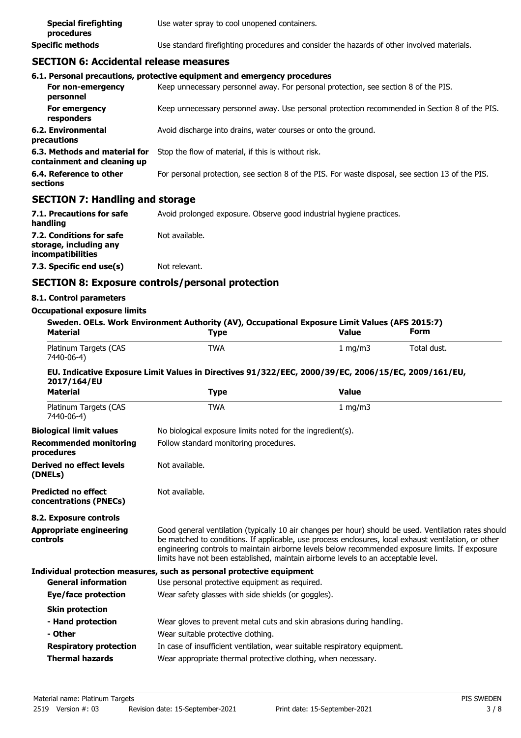**Special firefighting procedures** Use water spray to cool unopened containers.

**Specific methods** Use standard firefighting procedures and consider the hazards of other involved materials.

## SECTION 6: Accidental release measures

### 6.1. Personal precautions, protective equipment and emergency procedures

**For non-emergency personnel** Keep unnecessary personnel away. For personal protection, see section 8 of the PIS.

**For emergency responders** Keep unnecessary personnel away. Use personal protection recommended in Section 8 of the PIS.

**6.2. Environmental precautions** Avoid discharge into drains, water courses or onto the ground.

**6.3. Methods and material for containment and cleaning up** Stop the flow of material, if this is without risk.

**6.4. Reference to other sections** For personal protection, see section 8 of the PIS. For waste disposal, see section 13 of the PIS.

## SECTION 7: Handling and storage

**7.1. Precautions for safe handling** Avoid prolonged exposure. Observe good industrial hygiene practices.

**7.2. Conditions for safe storage, including any incompatibilities** Not available.

**7.3. Specific end use(s)** Not relevant.

## SECTION 8: Exposure controls/personal protection

### 8.1. Control parameters

**Occupational exposure limits**

**Sweden. OELs. Work Environment Authority (AV), Occupational Exposure Limit Values (AFS 2015:7)**

| Material | Type | Value | Form |
|---|---|---|---|
| Platinum Targets (CAS 7440-06-4) | TWA | 1 mg/m3 | Total dust. |

**EU. Indicative Exposure Limit Values in Directives 91/322/EEC, 2000/39/EC, 2006/15/EC, 2009/161/EU, 2017/164/EU**

| Material | Type | Value |
|---|---|---|
| Platinum Targets (CAS 7440-06-4) | TWA | 1 mg/m3 |

**Biological limit values** No biological exposure limits noted for the ingredient(s).

**Recommended monitoring procedures** Follow standard monitoring procedures.

**Derived no effect levels (DNELs)** Not available.

**Predicted no effect concentrations (PNECs)** Not available.

### 8.2. Exposure controls

**Appropriate engineering controls** Good general ventilation (typically 10 air changes per hour) should be used. Ventilation rates should be matched to conditions. If applicable, use process enclosures, local exhaust ventilation, or other engineering controls to maintain airborne levels below recommended exposure limits. If exposure limits have not been established, maintain airborne levels to an acceptable level.

**Individual protection measures, such as personal protective equipment**

**General information** Use personal protective equipment as required.

**Eye/face protection** Wear safety glasses with side shields (or goggles).

**Skin protection**

**- Hand protection** Wear gloves to prevent metal cuts and skin abrasions during handling.

**- Other** Wear suitable protective clothing.

**Respiratory protection** In case of insufficient ventilation, wear suitable respiratory equipment.

**Thermal hazards** Wear appropriate thermal protective clothing, when necessary.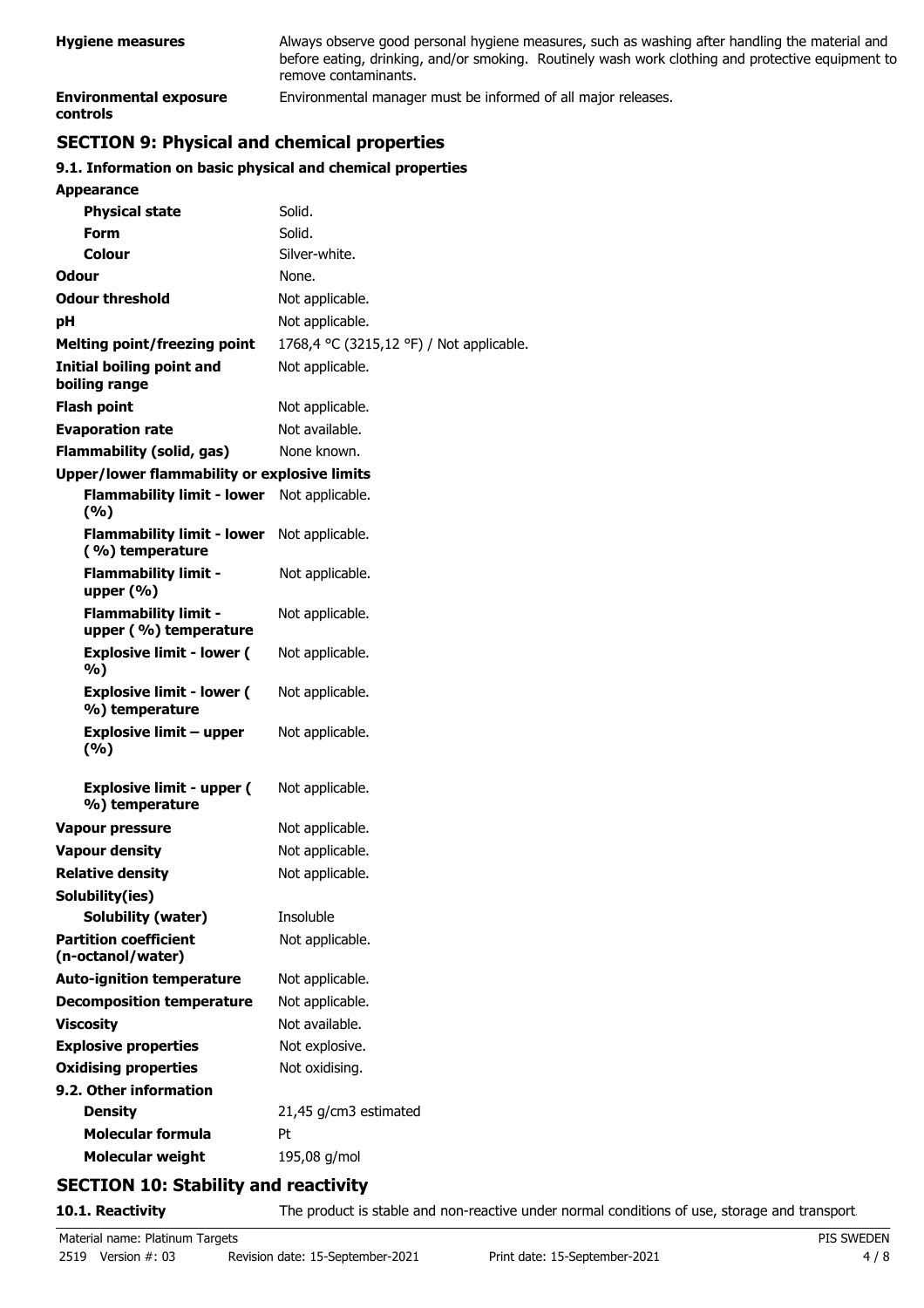**Hygiene measures** Always observe good personal hygiene measures, such as washing after handling the material and before eating, drinking, and/or smoking. Routinely wash work clothing and protective equipment to remove contaminants.

**Environmental exposure controls** Environmental manager must be informed of all major releases.

## SECTION 9: Physical and chemical properties

### 9.1. Information on basic physical and chemical properties

| Property | Value |
|---|---|
| **Appearance** | |
| **Physical state** | Solid. |
| **Form** | Solid. |
| **Colour** | Silver-white. |
| **Odour** | None. |
| **Odour threshold** | Not applicable. |
| **pH** | Not applicable. |
| **Melting point/freezing point** | 1768,4 °C (3215,12 °F) / Not applicable. |
| **Initial boiling point and boiling range** | Not applicable. |
| **Flash point** | Not applicable. |
| **Evaporation rate** | Not available. |
| **Flammability (solid, gas)** | None known. |
| **Upper/lower flammability or explosive limits** | |
| **Flammability limit - lower (%)** | Not applicable. |
| **Flammability limit - lower (%) temperature** | Not applicable. |
| **Flammability limit - upper (%)** | Not applicable. |
| **Flammability limit - upper (%) temperature** | Not applicable. |
| **Explosive limit - lower (%)** | Not applicable. |
| **Explosive limit - lower (%) temperature** | Not applicable. |
| **Explosive limit – upper (%)** | Not applicable. |
| **Explosive limit - upper (%) temperature** | Not applicable. |
| **Vapour pressure** | Not applicable. |
| **Vapour density** | Not applicable. |
| **Relative density** | Not applicable. |
| **Solubility(ies)** | |
| **Solubility (water)** | Insoluble |
| **Partition coefficient (n-octanol/water)** | Not applicable. |
| **Auto-ignition temperature** | Not applicable. |
| **Decomposition temperature** | Not applicable. |
| **Viscosity** | Not available. |
| **Explosive properties** | Not explosive. |
| **Oxidising properties** | Not oxidising. |
| **9.2. Other information** | |
| **Density** | 21,45 g/cm3 estimated |
| **Molecular formula** | Pt |
| **Molecular weight** | 195,08 g/mol |

## SECTION 10: Stability and reactivity

**10.1. Reactivity** The product is stable and non-reactive under normal conditions of use, storage and transport.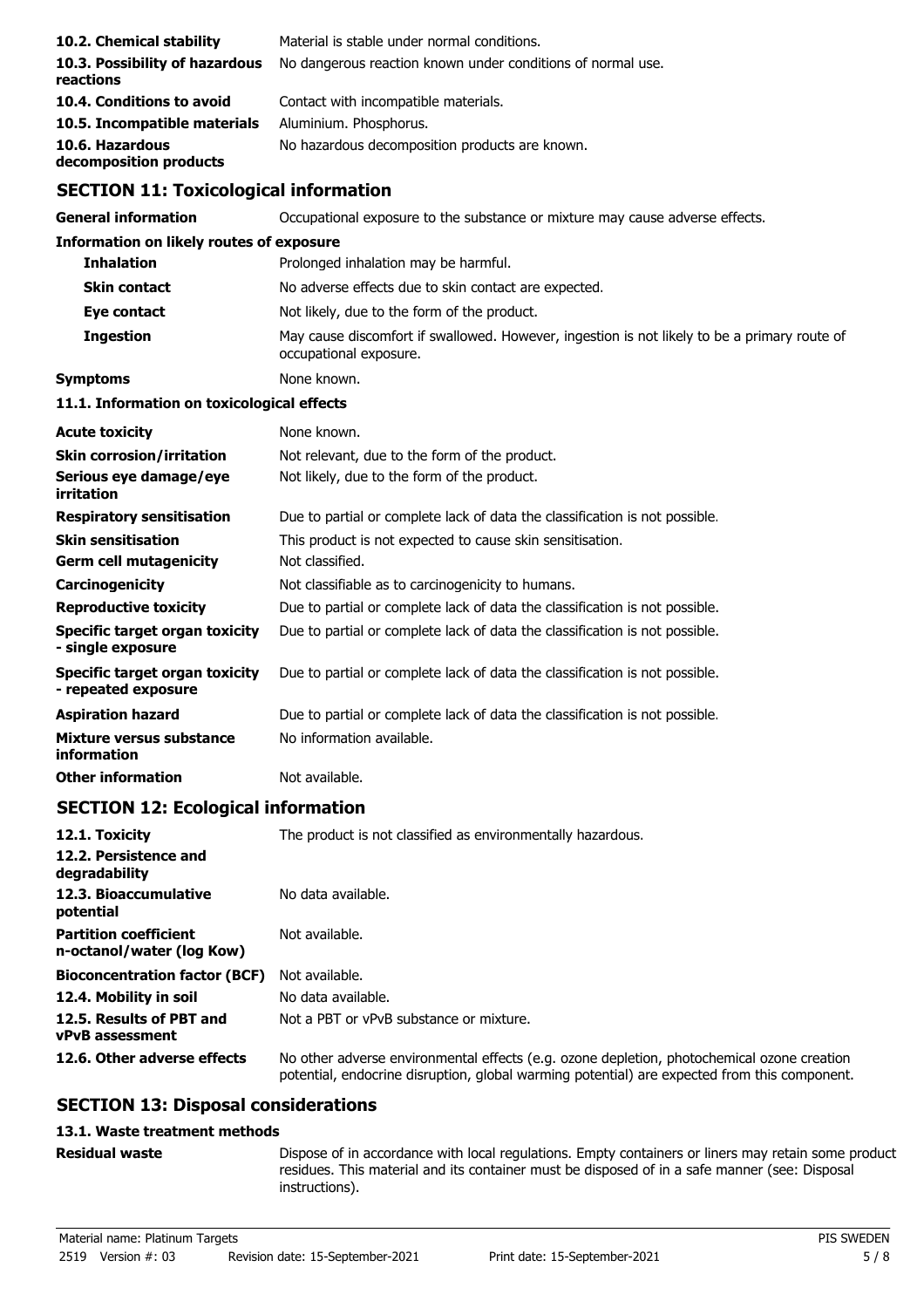| | |
|---|---|
| **10.2. Chemical stability** | Material is stable under normal conditions. |
| **10.3. Possibility of hazardous reactions** | No dangerous reaction known under conditions of normal use. |
| **10.4. Conditions to avoid** | Contact with incompatible materials. |
| **10.5. Incompatible materials** | Aluminium. Phosphorus. |
| **10.6. Hazardous decomposition products** | No hazardous decomposition products are known. |

## SECTION 11: Toxicological information

| | |
|---|---|
| **General information** | Occupational exposure to the substance or mixture may cause adverse effects. |

**Information on likely routes of exposure**

| | |
|---|---|
| **Inhalation** | Prolonged inhalation may be harmful. |
| **Skin contact** | No adverse effects due to skin contact are expected. |
| **Eye contact** | Not likely, due to the form of the product. |
| **Ingestion** | May cause discomfort if swallowed. However, ingestion is not likely to be a primary route of occupational exposure. |
| **Symptoms** | None known. |

**11.1. Information on toxicological effects**

| | |
|---|---|
| **Acute toxicity** | None known. |
| **Skin corrosion/irritation** | Not relevant, due to the form of the product. |
| **Serious eye damage/eye irritation** | Not likely, due to the form of the product. |
| **Respiratory sensitisation** | Due to partial or complete lack of data the classification is not possible. |
| **Skin sensitisation** | This product is not expected to cause skin sensitisation. |
| **Germ cell mutagenicity** | Not classified. |
| **Carcinogenicity** | Not classifiable as to carcinogenicity to humans. |
| **Reproductive toxicity** | Due to partial or complete lack of data the classification is not possible. |
| **Specific target organ toxicity - single exposure** | Due to partial or complete lack of data the classification is not possible. |
| **Specific target organ toxicity - repeated exposure** | Due to partial or complete lack of data the classification is not possible. |
| **Aspiration hazard** | Due to partial or complete lack of data the classification is not possible. |
| **Mixture versus substance information** | No information available. |
| **Other information** | Not available. |

## SECTION 12: Ecological information

| | |
|---|---|
| **12.1. Toxicity** | The product is not classified as environmentally hazardous. |
| **12.2. Persistence and degradability** | |
| **12.3. Bioaccumulative potential** | No data available. |
| **Partition coefficient n-octanol/water (log Kow)** | Not available. |
| **Bioconcentration factor (BCF)** | Not available. |
| **12.4. Mobility in soil** | No data available. |
| **12.5. Results of PBT and vPvB assessment** | Not a PBT or vPvB substance or mixture. |
| **12.6. Other adverse effects** | No other adverse environmental effects (e.g. ozone depletion, photochemical ozone creation potential, endocrine disruption, global warming potential) are expected from this component. |

## SECTION 13: Disposal considerations

**13.1. Waste treatment methods**

| | |
|---|---|
| **Residual waste** | Dispose of in accordance with local regulations. Empty containers or liners may retain some product residues. This material and its container must be disposed of in a safe manner (see: Disposal instructions). |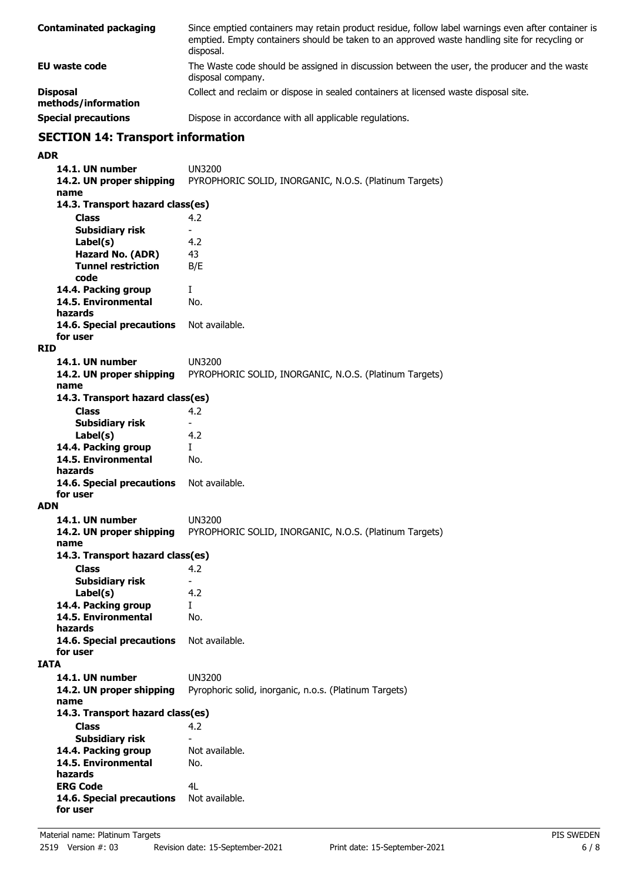| | |
|---|---|
| **Contaminated packaging** | Since emptied containers may retain product residue, follow label warnings even after container is emptied. Empty containers should be taken to an approved waste handling site for recycling or disposal. |
| **EU waste code** | The Waste code should be assigned in discussion between the user, the producer and the waste disposal company. |
| **Disposal methods/information** | Collect and reclaim or dispose in sealed containers at licensed waste disposal site. |
| **Special precautions** | Dispose in accordance with all applicable regulations. |

## SECTION 14: Transport information

**ADR**

| | |
|---|---|
| **14.1. UN number** | UN3200 |
| **14.2. UN proper shipping name** | PYROPHORIC SOLID, INORGANIC, N.O.S. (Platinum Targets) |
| **14.3. Transport hazard class(es)** | |
| **Class** | 4.2 |
| **Subsidiary risk** | - |
| **Label(s)** | 4.2 |
| **Hazard No. (ADR)** | 43 |
| **Tunnel restriction code** | B/E |
| **14.4. Packing group** | I |
| **14.5. Environmental hazards** | No. |
| **14.6. Special precautions for user** | Not available. |

**RID**

| | |
|---|---|
| **14.1. UN number** | UN3200 |
| **14.2. UN proper shipping name** | PYROPHORIC SOLID, INORGANIC, N.O.S. (Platinum Targets) |
| **14.3. Transport hazard class(es)** | |
| **Class** | 4.2 |
| **Subsidiary risk** | - |
| **Label(s)** | 4.2 |
| **14.4. Packing group** | I |
| **14.5. Environmental hazards** | No. |
| **14.6. Special precautions for user** | Not available. |

**ADN**

| | |
|---|---|
| **14.1. UN number** | UN3200 |
| **14.2. UN proper shipping name** | PYROPHORIC SOLID, INORGANIC, N.O.S. (Platinum Targets) |
| **14.3. Transport hazard class(es)** | |
| **Class** | 4.2 |
| **Subsidiary risk** | - |
| **Label(s)** | 4.2 |
| **14.4. Packing group** | I |
| **14.5. Environmental hazards** | No. |
| **14.6. Special precautions for user** | Not available. |

**IATA**

| | |
|---|---|
| **14.1. UN number** | UN3200 |
| **14.2. UN proper shipping name** | Pyrophoric solid, inorganic, n.o.s. (Platinum Targets) |
| **14.3. Transport hazard class(es)** | |
| **Class** | 4.2 |
| **Subsidiary risk** | - |
| **14.4. Packing group** | Not available. |
| **14.5. Environmental hazards** | No. |
| **ERG Code** | 4L |
| **14.6. Special precautions for user** | Not available. |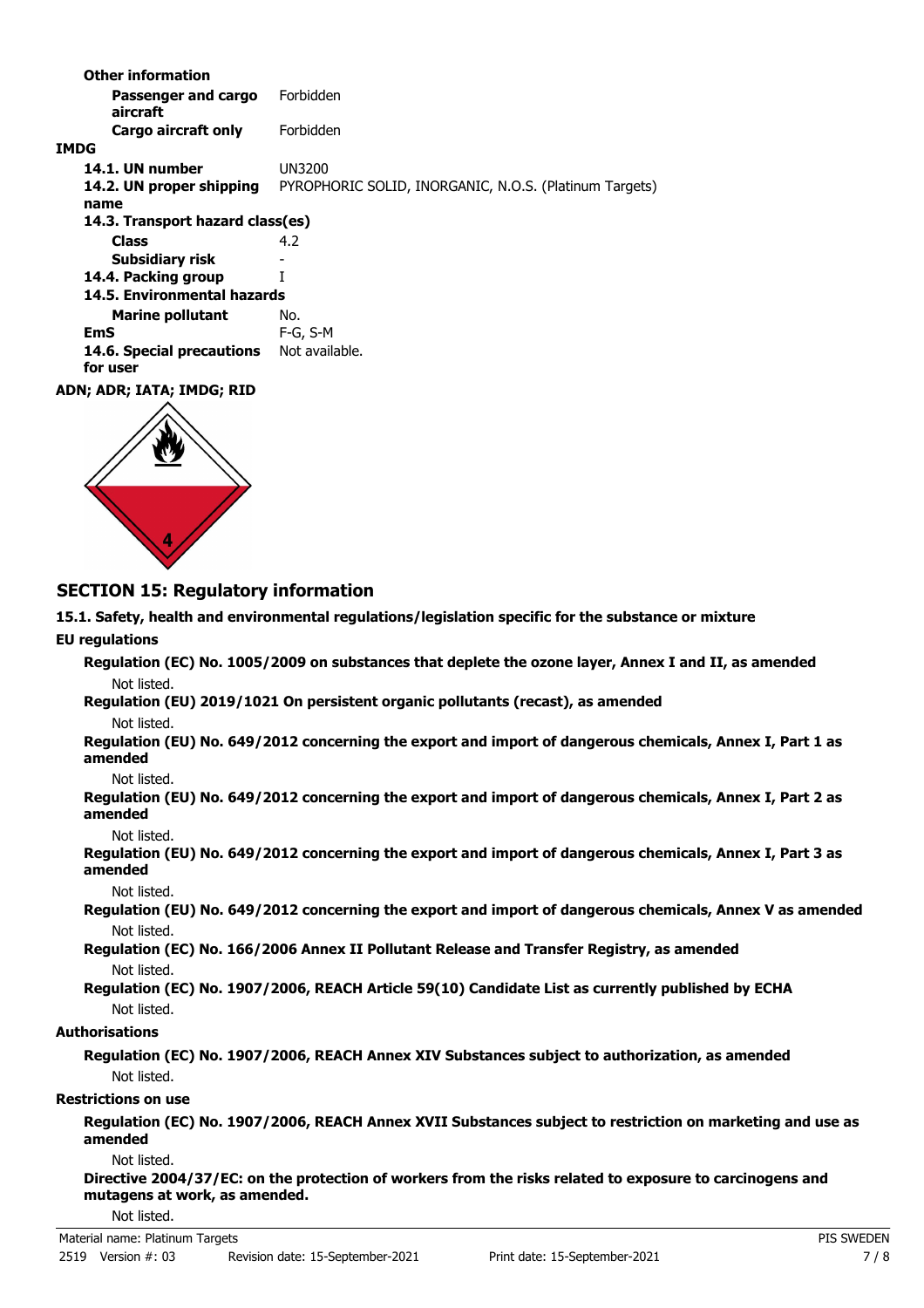**Other information**

| | |
|---|---|
| **Passenger and cargo aircraft** | Forbidden |
| **Cargo aircraft only** | Forbidden |

**IMDG**

| | |
|---|---|
| **14.1. UN number** | UN3200 |
| **14.2. UN proper shipping name** | PYROPHORIC SOLID, INORGANIC, N.O.S. (Platinum Targets) |
| **14.3. Transport hazard class(es)** | |
| **Class** | 4.2 |
| **Subsidiary risk** | - |
| **14.4. Packing group** | I |
| **14.5. Environmental hazards** | |
| **Marine pollutant** | No. |
| **EmS** | F-G, S-M |
| **14.6. Special precautions for user** | Not available. |

**ADN; ADR; IATA; IMDG; RID**

## SECTION 15: Regulatory information

**15.1. Safety, health and environmental regulations/legislation specific for the substance or mixture**

**EU regulations**

**Regulation (EC) No. 1005/2009 on substances that deplete the ozone layer, Annex I and II, as amended**

Not listed.

**Regulation (EU) 2019/1021 On persistent organic pollutants (recast), as amended**

Not listed.

**Regulation (EU) No. 649/2012 concerning the export and import of dangerous chemicals, Annex I, Part 1 as amended**

Not listed.

**Regulation (EU) No. 649/2012 concerning the export and import of dangerous chemicals, Annex I, Part 2 as amended**

Not listed.

**Regulation (EU) No. 649/2012 concerning the export and import of dangerous chemicals, Annex I, Part 3 as amended**

Not listed.

**Regulation (EU) No. 649/2012 concerning the export and import of dangerous chemicals, Annex V as amended**

Not listed.

**Regulation (EC) No. 166/2006 Annex II Pollutant Release and Transfer Registry, as amended**

Not listed.

**Regulation (EC) No. 1907/2006, REACH Article 59(10) Candidate List as currently published by ECHA**

Not listed.

**Authorisations**

**Regulation (EC) No. 1907/2006, REACH Annex XIV Substances subject to authorization, as amended**

Not listed.

**Restrictions on use**

**Regulation (EC) No. 1907/2006, REACH Annex XVII Substances subject to restriction on marketing and use as amended**

Not listed.

**Directive 2004/37/EC: on the protection of workers from the risks related to exposure to carcinogens and mutagens at work, as amended.**

Not listed.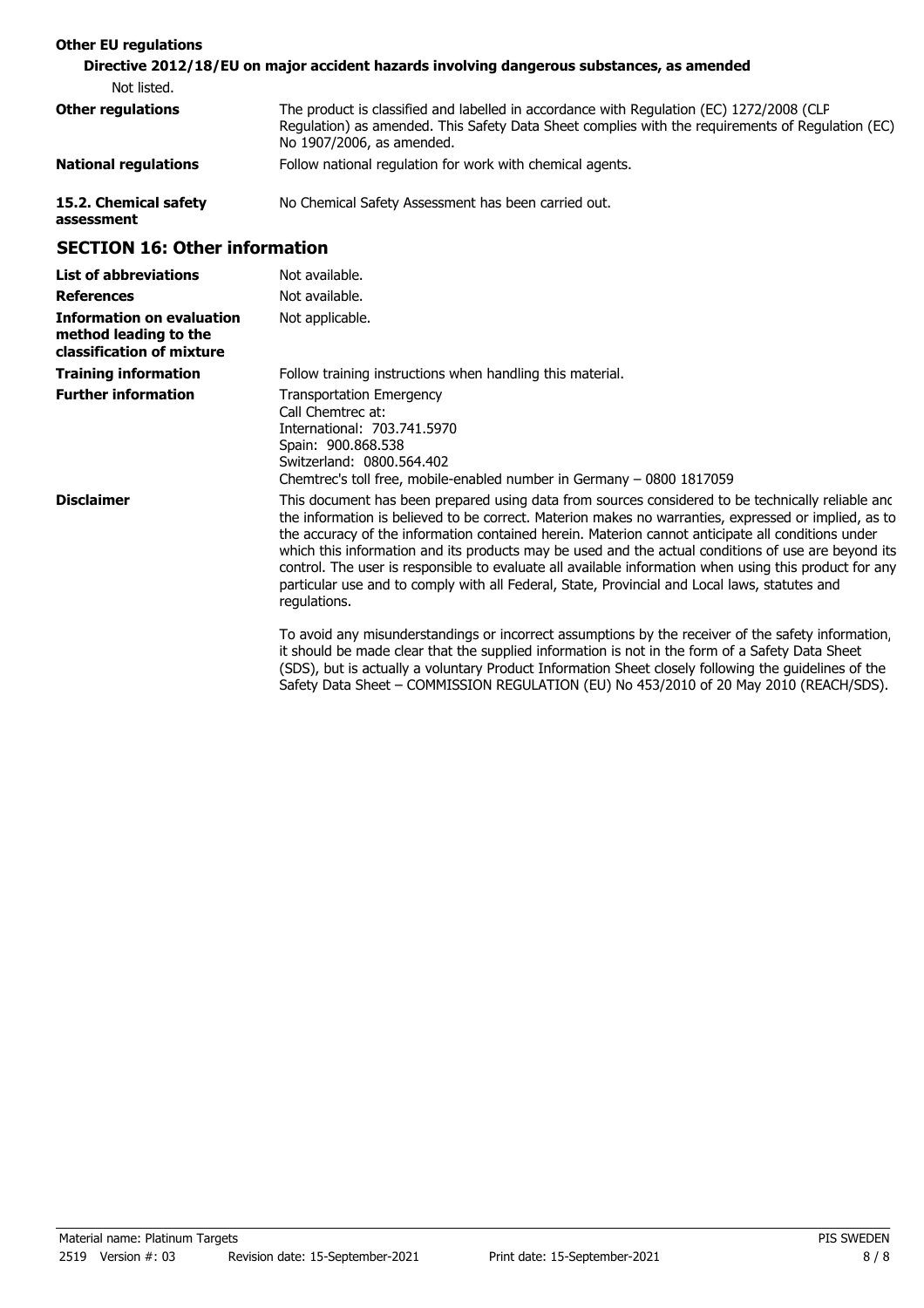**Other EU regulations**

**Directive 2012/18/EU on major accident hazards involving dangerous substances, as amended**

Not listed.

| | |
|---|---|
| **Other regulations** | The product is classified and labelled in accordance with Regulation (EC) 1272/2008 (CLP Regulation) as amended. This Safety Data Sheet complies with the requirements of Regulation (EC) No 1907/2006, as amended. |
| **National regulations** | Follow national regulation for work with chemical agents. |
| **15.2. Chemical safety assessment** | No Chemical Safety Assessment has been carried out. |

## SECTION 16: Other information

| | |
|---|---|
| **List of abbreviations** | Not available. |
| **References** | Not available. |
| **Information on evaluation method leading to the classification of mixture** | Not applicable. |
| **Training information** | Follow training instructions when handling this material. |
| **Further information** | Transportation Emergency<br>Call Chemtrec at:<br>International: 703.741.5970<br>Spain: 900.868.538<br>Switzerland: 0800.564.402<br>Chemtrec's toll free, mobile-enabled number in Germany – 0800 1817059 |
| **Disclaimer** | This document has been prepared using data from sources considered to be technically reliable and the information is believed to be correct. Materion makes no warranties, expressed or implied, as to the accuracy of the information contained herein. Materion cannot anticipate all conditions under which this information and its products may be used and the actual conditions of use are beyond its control. The user is responsible to evaluate all available information when using this product for any particular use and to comply with all Federal, State, Provincial and Local laws, statutes and regulations.<br><br>To avoid any misunderstandings or incorrect assumptions by the receiver of the safety information, it should be made clear that the supplied information is not in the form of a Safety Data Sheet (SDS), but is actually a voluntary Product Information Sheet closely following the guidelines of the Safety Data Sheet – COMMISSION REGULATION (EU) No 453/2010 of 20 May 2010 (REACH/SDS). |